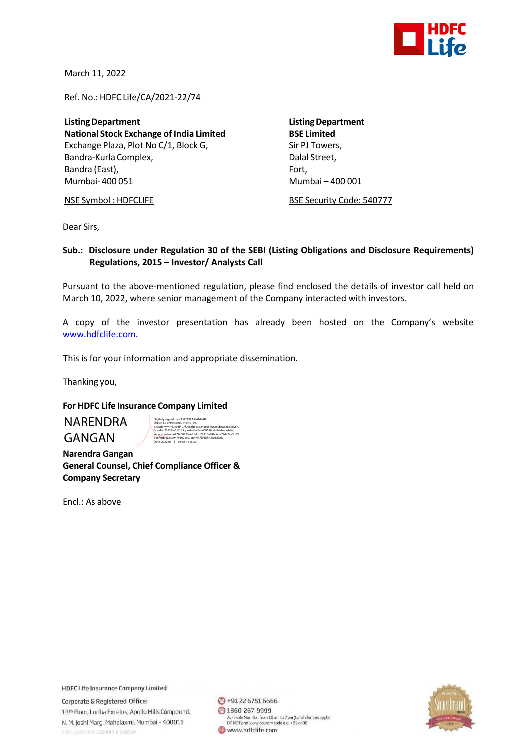March 11, 2022

Ref. No.: HDFC Life/CA/2021-22/74

**Listing Department**
**National Stock Exchange of India Limited**
Exchange Plaza, Plot No C/1, Block G,
Bandra-Kurla Complex,
Bandra (East),
Mumbai- 400 051

NSE Symbol : HDFCLIFE

**Listing Department**
**BSE Limited**
Sir PJ Towers,
Dalal Street,
Fort,
Mumbai – 400 001

BSE Security Code: 540777

Dear Sirs,

**Sub.: Disclosure under Regulation 30 of the SEBI (Listing Obligations and Disclosure Requirements) Regulations, 2015 – Investor/ Analysts Call**

Pursuant to the above-mentioned regulation, please find enclosed the details of investor call held on March 10, 2022, where senior management of the Company interacted with investors.

A copy of the investor presentation has already been hosted on the Company's website www.hdfclife.com.

This is for your information and appropriate dissemination.

Thanking you,

**For HDFC Life Insurance Company Limited**

NARENDRA GANGAN

Digitally signed by NARENDRA GANGAN
Date: 2022.03.11 16:56:51 +05'30'

**Narendra Gangan**
**General Counsel, Chief Compliance Officer & Company Secretary**

Encl.: As above

HDFC Life Insurance Company Limited
Corporate & Registered Office:
13th Floor, Lodha Excelus, Apollo Mills Compound,
N. M. Joshi Marg, Mahalaxmi, Mumbai - 400011

+91 22 6751 6666
1860-267-9999
Available Mon-Sat from 10 am to 7 pm (Local charges apply)
DO NOT prefix any country code e.g. +91 or 00.
www.hdfclife.com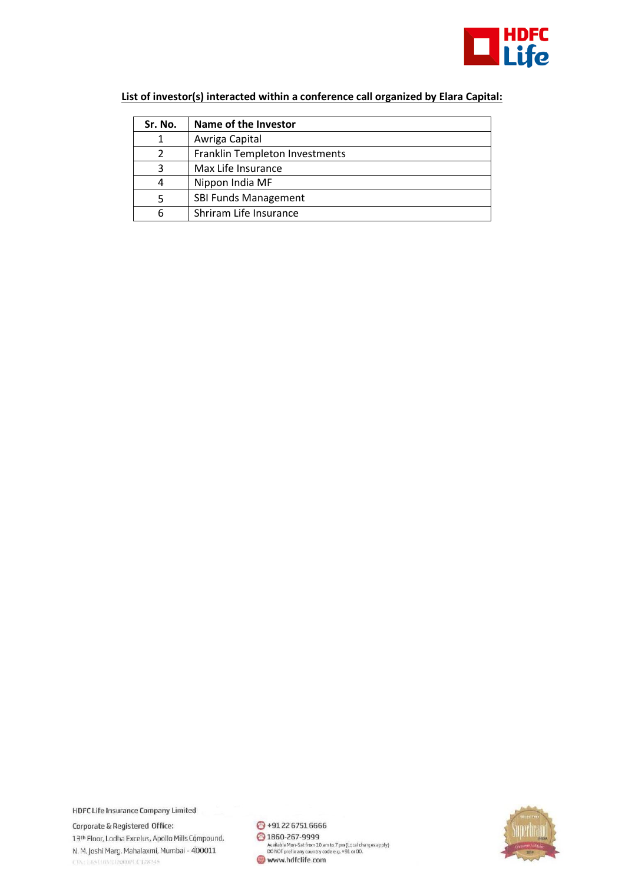**List of investor(s) interacted within a conference call organized by Elara Capital:**

| Sr. No. | Name of the Investor |
|---|---|
| 1 | Awriga Capital |
| 2 | Franklin Templeton Investments |
| 3 | Max Life Insurance |
| 4 | Nippon India MF |
| 5 | SBI Funds Management |
| 6 | Shriram Life Insurance |